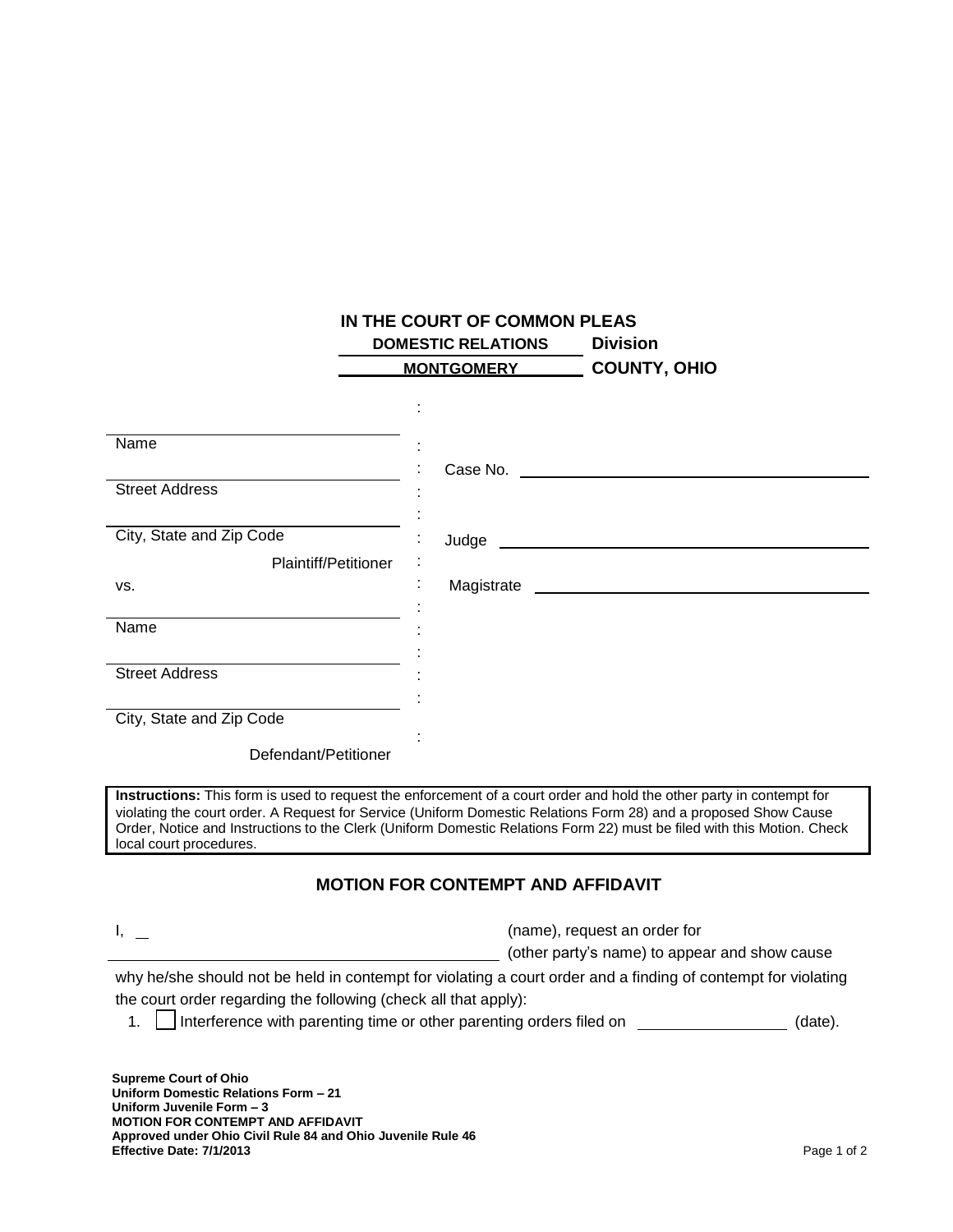**IN THE COURT OF COMMON PLEAS**

**DOMESTIC RELATIONS Division**

**MONTGOMERY COUNTY, OHIO**

| | | |
|---|---|---|
| ______________________ Name | : | |
| ______________________ Street Address | : | Case No. ______________________ |
| ______________________ City, State and Zip Code | : | Judge ______________________ |
| Plaintiff/Petitioner | : | |
| vs. | : | Magistrate ______________________ |
| ______________________ Name | : | |
| ______________________ Street Address | : | |
| ______________________ City, State and Zip Code | : | |
| Defendant/Petitioner | : | |

**Instructions:** This form is used to request the enforcement of a court order and hold the other party in contempt for violating the court order. A Request for Service (Uniform Domestic Relations Form 28) and a proposed Show Cause Order, Notice and Instructions to the Clerk (Uniform Domestic Relations Form 22) must be filed with this Motion. Check local court procedures.

## MOTION FOR CONTEMPT AND AFFIDAVIT

I, ______________________________________ (name), request an order for ______________________________________ (other party's name) to appear and show cause why he/she should not be held in contempt for violating a court order and a finding of contempt for violating the court order regarding the following (check all that apply):

1. ☐ Interference with parenting time or other parenting orders filed on ________________ (date).

**Supreme Court of Ohio**
**Uniform Domestic Relations Form – 21**
**Uniform Juvenile Form – 3**
**MOTION FOR CONTEMPT AND AFFIDAVIT**
**Approved under Ohio Civil Rule 84 and Ohio Juvenile Rule 46**
**Effective Date: 7/1/2013**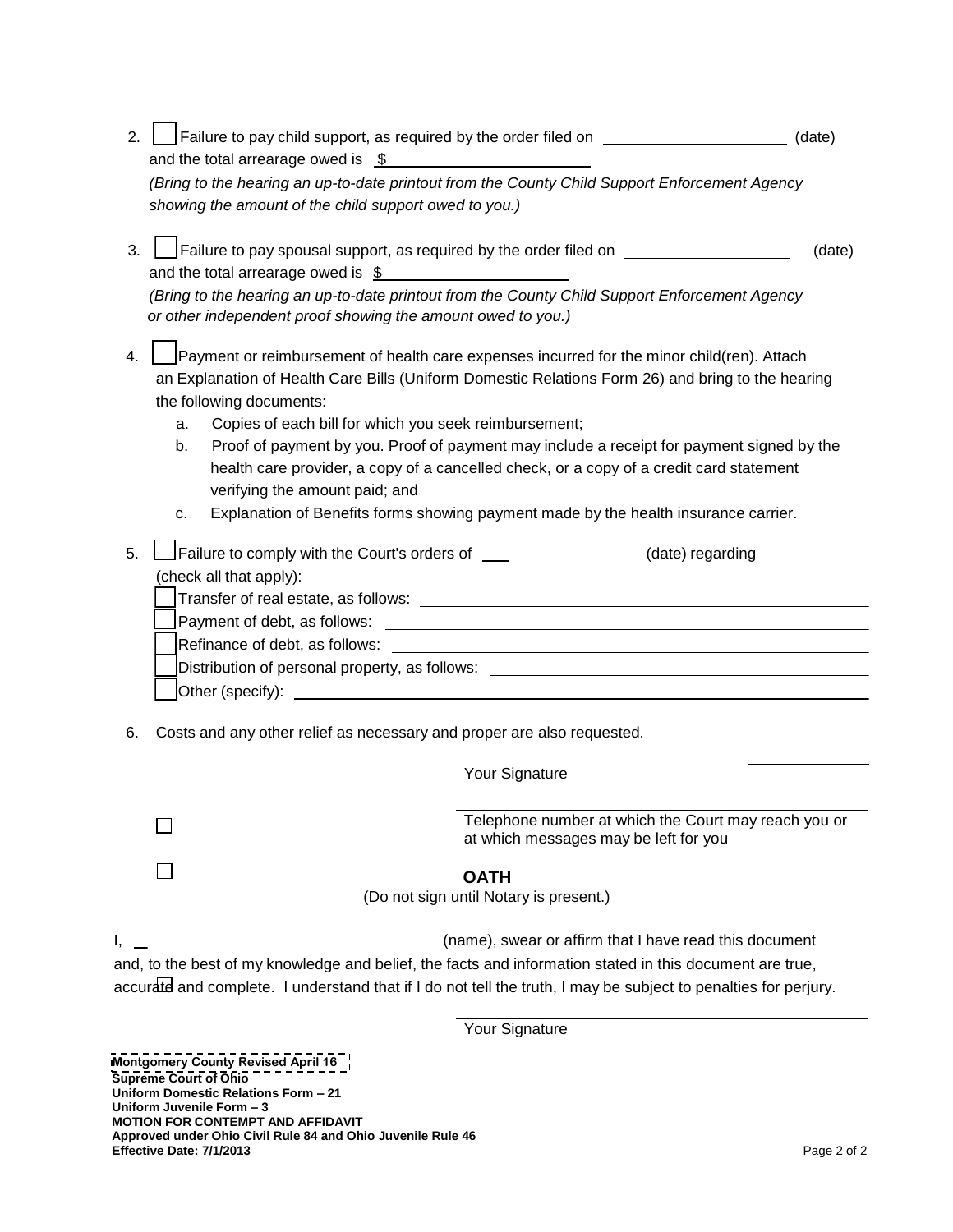2. ☐ Failure to pay child support, as required by the order filed on ____________________ (date) and the total arrearage owed is $____________________

   *(Bring to the hearing an up-to-date printout from the County Child Support Enforcement Agency showing the amount of the child support owed to you.)*

3. ☐ Failure to pay spousal support, as required by the order filed on ________________ (date) and the total arrearage owed is $____________________

   *(Bring to the hearing an up-to-date printout from the County Child Support Enforcement Agency or other independent proof showing the amount owed to you.)*

4. ☐ Payment or reimbursement of health care expenses incurred for the minor child(ren). Attach an Explanation of Health Care Bills (Uniform Domestic Relations Form 26) and bring to the hearing the following documents:

   a. Copies of each bill for which you seek reimbursement;
   b. Proof of payment by you. Proof of payment may include a receipt for payment signed by the health care provider, a copy of a cancelled check, or a copy of a credit card statement verifying the amount paid; and
   c. Explanation of Benefits forms showing payment made by the health insurance carrier.

5. ☐ Failure to comply with the Court's orders of ____________ (date) regarding (check all that apply):

   ☐ Transfer of real estate, as follows: ____________________
   ☐ Payment of debt, as follows: ____________________
   ☐ Refinance of debt, as follows: ____________________
   ☐ Distribution of personal property, as follows: ____________________
   ☐ Other (specify): ____________________

6. Costs and any other relief as necessary and proper are also requested.

____________________
Your Signature

____________________
Telephone number at which the Court may reach you or at which messages may be left for you

## OATH

(Do not sign until Notary is present.)

I, ____________________ (name), swear or affirm that I have read this document and, to the best of my knowledge and belief, the facts and information stated in this document are true, accurate and complete. I understand that if I do not tell the truth, I may be subject to penalties for perjury.

____________________
Your Signature

**Montgomery County Revised April 16**
**Supreme Court of Ohio**
**Uniform Domestic Relations Form – 21**
**Uniform Juvenile Form – 3**
**MOTION FOR CONTEMPT AND AFFIDAVIT**
**Approved under Ohio Civil Rule 84 and Ohio Juvenile Rule 46**
**Effective Date: 7/1/2013**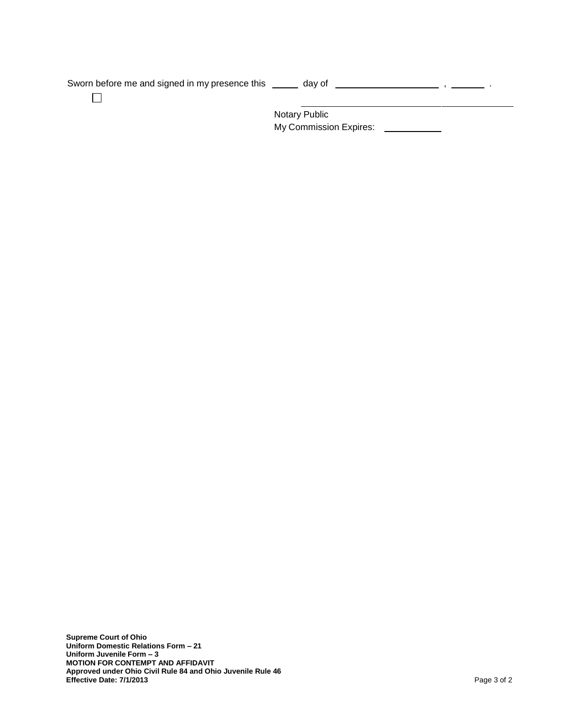Sworn before me and signed in my presence this _____ day of ____________________ , ______ .

☐

_______________________________________

Notary Public

My Commission Expires: ___________

**Supreme Court of Ohio**
**Uniform Domestic Relations Form – 21**
**Uniform Juvenile Form – 3**
**MOTION FOR CONTEMPT AND AFFIDAVIT**
**Approved under Ohio Civil Rule 84 and Ohio Juvenile Rule 46**
**Effective Date: 7/1/2013**